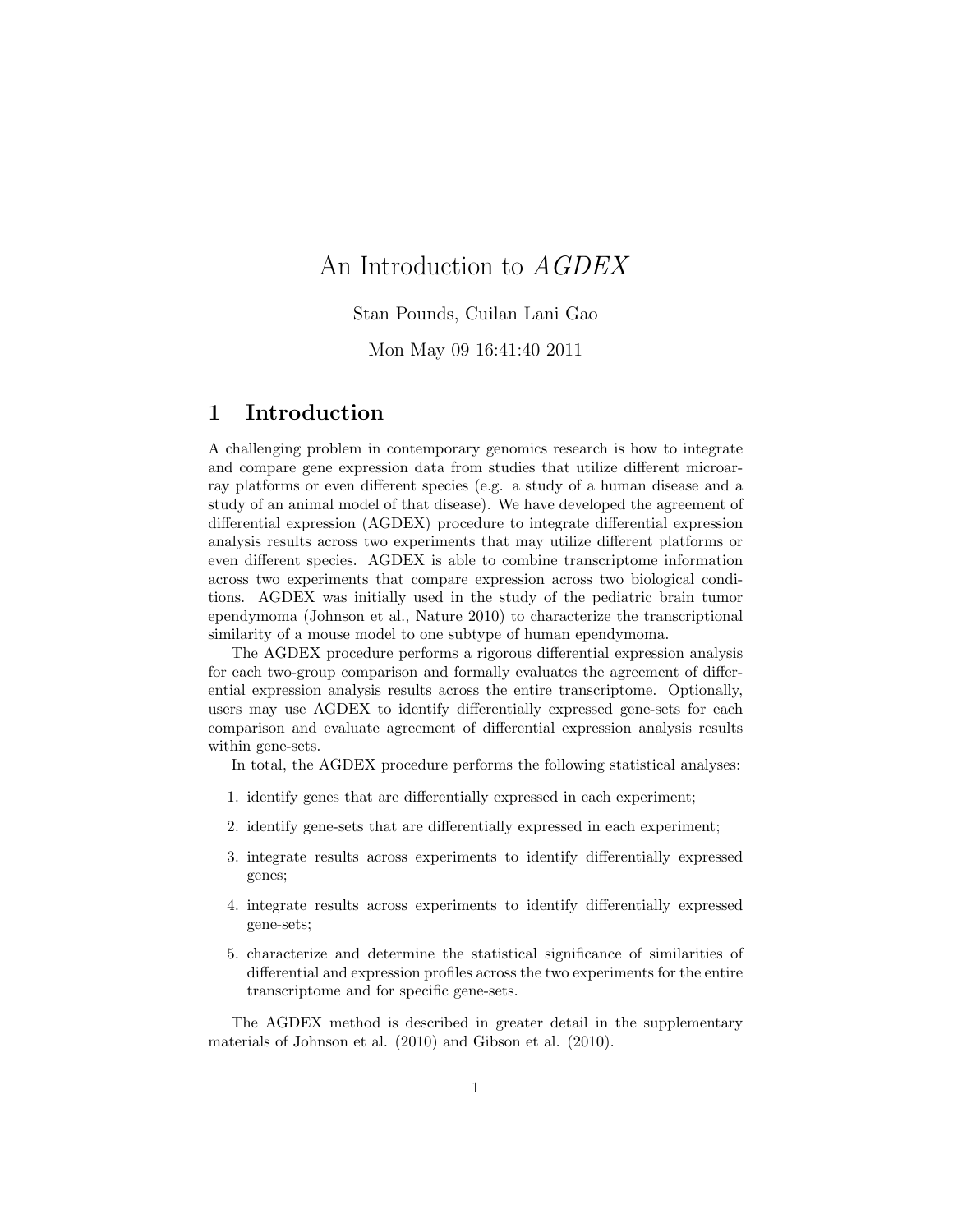# An Introduction to *AGDEX*

Stan Pounds, Cuilan Lani Gao

Mon May 09 16:41:40 2011

## 1 Introduction

A challenging problem in contemporary genomics research is how to integrate and compare gene expression data from studies that utilize different microarray platforms or even different species (e.g. a study of a human disease and a study of an animal model of that disease). We have developed the agreement of differential expression (AGDEX) procedure to integrate differential expression analysis results across two experiments that may utilize different platforms or even different species. AGDEX is able to combine transcriptome information across two experiments that compare expression across two biological conditions. AGDEX was initially used in the study of the pediatric brain tumor ependymoma (Johnson et al., Nature 2010) to characterize the transcriptional similarity of a mouse model to one subtype of human ependymoma.

The AGDEX procedure performs a rigorous differential expression analysis for each two-group comparison and formally evaluates the agreement of differential expression analysis results across the entire transcriptome. Optionally, users may use AGDEX to identify differentially expressed gene-sets for each comparison and evaluate agreement of differential expression analysis results within gene-sets.

In total, the AGDEX procedure performs the following statistical analyses:

1. identify genes that are differentially expressed in each experiment;
2. identify gene-sets that are differentially expressed in each experiment;
3. integrate results across experiments to identify differentially expressed genes;
4. integrate results across experiments to identify differentially expressed gene-sets;
5. characterize and determine the statistical significance of similarities of differential and expression profiles across the two experiments for the entire transcriptome and for specific gene-sets.

The AGDEX method is described in greater detail in the supplementary materials of Johnson et al. (2010) and Gibson et al. (2010).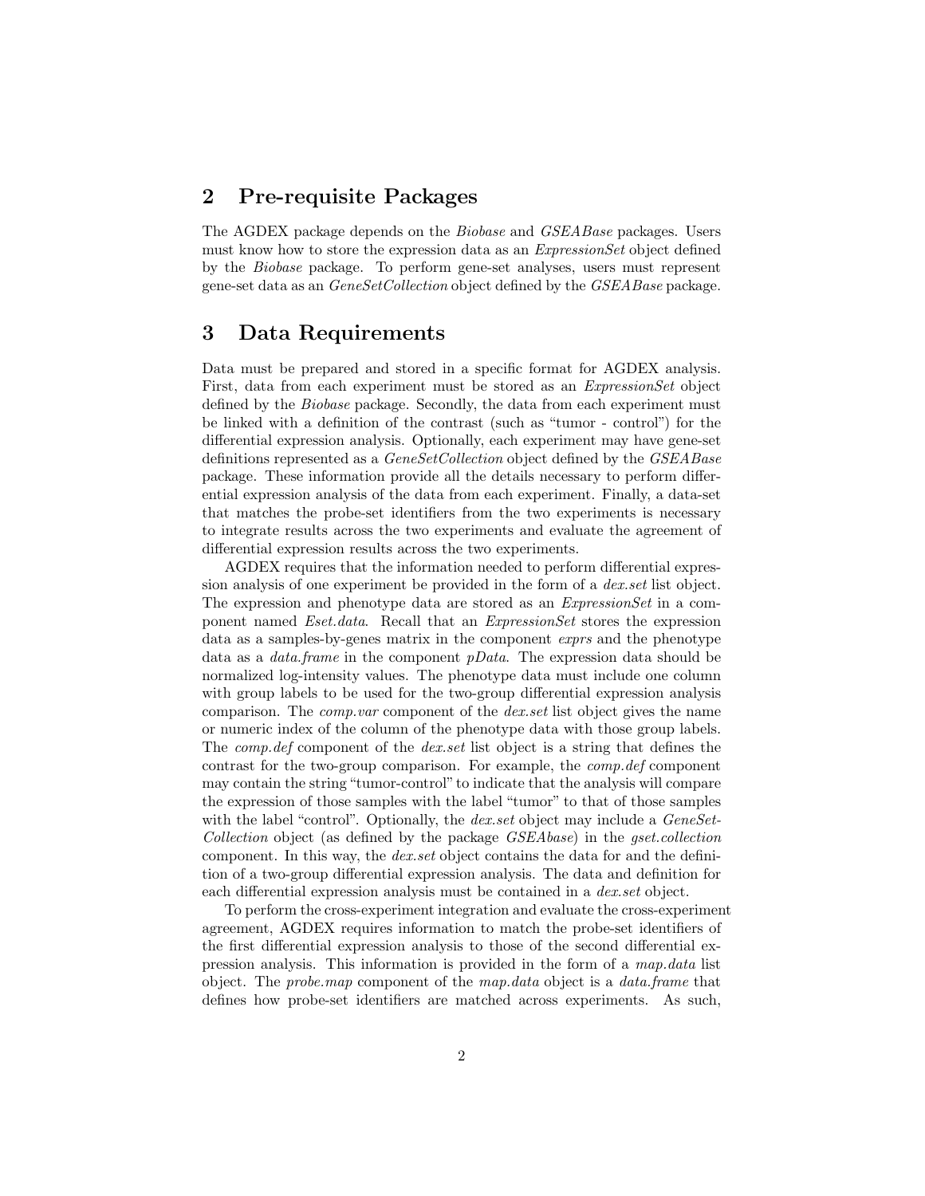## 2 Pre-requisite Packages

The AGDEX package depends on the *Biobase* and *GSEABase* packages. Users must know how to store the expression data as an *ExpressionSet* object defined by the *Biobase* package. To perform gene-set analyses, users must represent gene-set data as an *GeneSetCollection* object defined by the *GSEABase* package.

## 3 Data Requirements

Data must be prepared and stored in a specific format for AGDEX analysis. First, data from each experiment must be stored as an *ExpressionSet* object defined by the *Biobase* package. Secondly, the data from each experiment must be linked with a definition of the contrast (such as "tumor - control") for the differential expression analysis. Optionally, each experiment may have gene-set definitions represented as a *GeneSetCollection* object defined by the *GSEABase* package. These information provide all the details necessary to perform differential expression analysis of the data from each experiment. Finally, a data-set that matches the probe-set identifiers from the two experiments is necessary to integrate results across the two experiments and evaluate the agreement of differential expression results across the two experiments.

AGDEX requires that the information needed to perform differential expression analysis of one experiment be provided in the form of a *dex.set* list object. The expression and phenotype data are stored as an *ExpressionSet* in a component named *Eset.data*. Recall that an *ExpressionSet* stores the expression data as a samples-by-genes matrix in the component *exprs* and the phenotype data as a *data.frame* in the component *pData*. The expression data should be normalized log-intensity values. The phenotype data must include one column with group labels to be used for the two-group differential expression analysis comparison. The *comp.var* component of the *dex.set* list object gives the name or numeric index of the column of the phenotype data with those group labels. The *comp.def* component of the *dex.set* list object is a string that defines the contrast for the two-group comparison. For example, the *comp.def* component may contain the string "tumor-control" to indicate that the analysis will compare the expression of those samples with the label "tumor" to that of those samples with the label "control". Optionally, the *dex.set* object may include a *GeneSetCollection* object (as defined by the package *GSEAbase*) in the *gset.collection* component. In this way, the *dex.set* object contains the data for and the definition of a two-group differential expression analysis. The data and definition for each differential expression analysis must be contained in a *dex.set* object.

To perform the cross-experiment integration and evaluate the cross-experiment agreement, AGDEX requires information to match the probe-set identifiers of the first differential expression analysis to those of the second differential expression analysis. This information is provided in the form of a *map.data* list object. The *probe.map* component of the *map.data* object is a *data.frame* that defines how probe-set identifiers are matched across experiments. As such,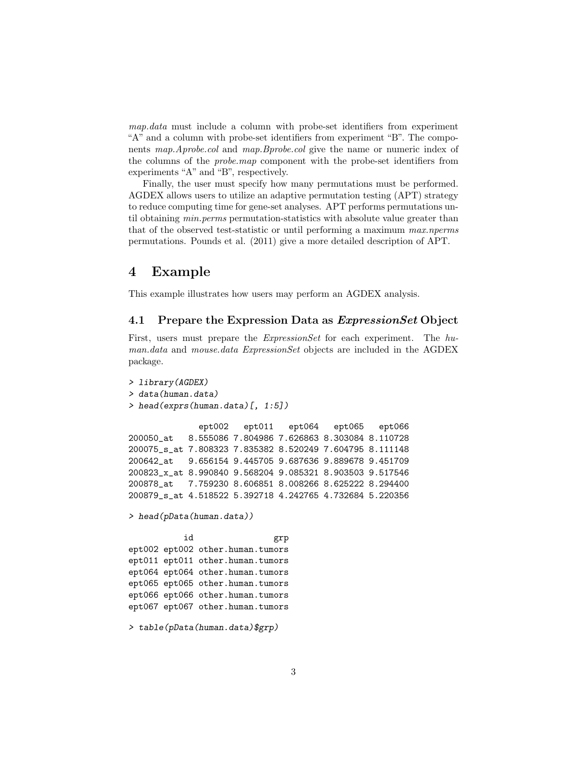*map.data* must include a column with probe-set identifiers from experiment "A" and a column with probe-set identifiers from experiment "B". The components *map.Aprobe.col* and *map.Bprobe.col* give the name or numeric index of the columns of the *probe.map* component with the probe-set identifiers from experiments "A" and "B", respectively.

Finally, the user must specify how many permutations must be performed. AGDEX allows users to utilize an adaptive permutation testing (APT) strategy to reduce computing time for gene-set analyses. APT performs permutations until obtaining *min.perms* permutation-statistics with absolute value greater than that of the observed test-statistic or until performing a maximum *max.nperms* permutations. Pounds et al. (2011) give a more detailed description of APT.

# 4 Example

This example illustrates how users may perform an AGDEX analysis.

## 4.1 Prepare the Expression Data as *ExpressionSet* Object

First, users must prepare the *ExpressionSet* for each experiment. The *human.data* and *mouse.data* *ExpressionSet* objects are included in the AGDEX package.

```
> library(AGDEX)
> data(human.data)
> head(exprs(human.data)[, 1:5])
```

```
              ept002   ept011   ept064   ept065   ept066
200050_at   8.555086 7.804986 7.626863 8.303084 8.110728
200075_s_at 7.808323 7.835382 8.520249 7.604795 8.111148
200642_at   9.656154 9.445705 9.687636 9.889678 9.451709
200823_x_at 8.990840 9.568204 9.085321 8.903503 9.517546
200878_at   7.759230 8.606851 8.008266 8.625222 8.294400
200879_s_at 4.518522 5.392718 4.242765 4.732684 5.220356
```

```
> head(pData(human.data))
```

```
           id                grp
ept002 ept002 other.human.tumors
ept011 ept011 other.human.tumors
ept064 ept064 other.human.tumors
ept065 ept065 other.human.tumors
ept066 ept066 other.human.tumors
ept067 ept067 other.human.tumors
```

```
> table(pData(human.data)$grp)
```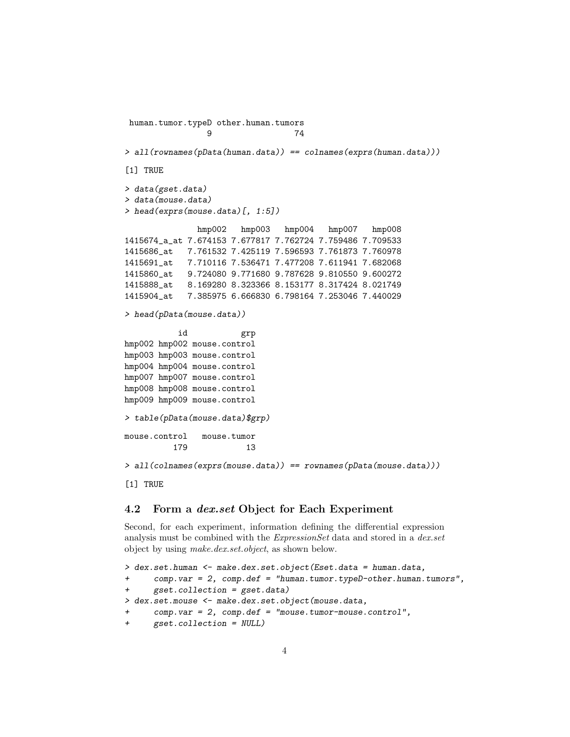```
 human.tumor.typeD other.human.tumors
                 9                 74
```

```
> all(rownames(pData(human.data)) == colnames(exprs(human.data)))
```

```
[1] TRUE
```

```
> data(gset.data)
> data(mouse.data)
> head(exprs(mouse.data)[, 1:5])
```

```
               hmp002   hmp003   hmp004   hmp007   hmp008
1415674_a_at 7.674153 7.677817 7.762724 7.759486 7.709533
1415686_at   7.761532 7.425119 7.596593 7.761873 7.760978
1415691_at   7.710116 7.536471 7.477208 7.611941 7.682068
1415860_at   9.724080 9.771680 9.787628 9.810550 9.600272
1415888_at   8.169280 8.323366 8.153177 8.317424 8.021749
1415904_at   7.385975 6.666830 6.798164 7.253046 7.440029
```

```
> head(pData(mouse.data))
```

```
           id           grp
hmp002 hmp002 mouse.control
hmp003 hmp003 mouse.control
hmp004 hmp004 mouse.control
hmp007 hmp007 mouse.control
hmp008 hmp008 mouse.control
hmp009 hmp009 mouse.control
```

```
> table(pData(mouse.data)$grp)
```

```
mouse.control   mouse.tumor
          179            13
```

```
> all(colnames(exprs(mouse.data)) == rownames(pData(mouse.data)))
```

```
[1] TRUE
```

## 4.2 Form a *dex.set* Object for Each Experiment

Second, for each experiment, information defining the differential expression analysis must be combined with the *ExpressionSet* data and stored in a *dex.set* object by using *make.dex.set.object*, as shown below.

```
> dex.set.human <- make.dex.set.object(Eset.data = human.data,
+     comp.var = 2, comp.def = "human.tumor.typeD-other.human.tumors",
+     gset.collection = gset.data)
> dex.set.mouse <- make.dex.set.object(mouse.data,
+     comp.var = 2, comp.def = "mouse.tumor-mouse.control",
+     gset.collection = NULL)
```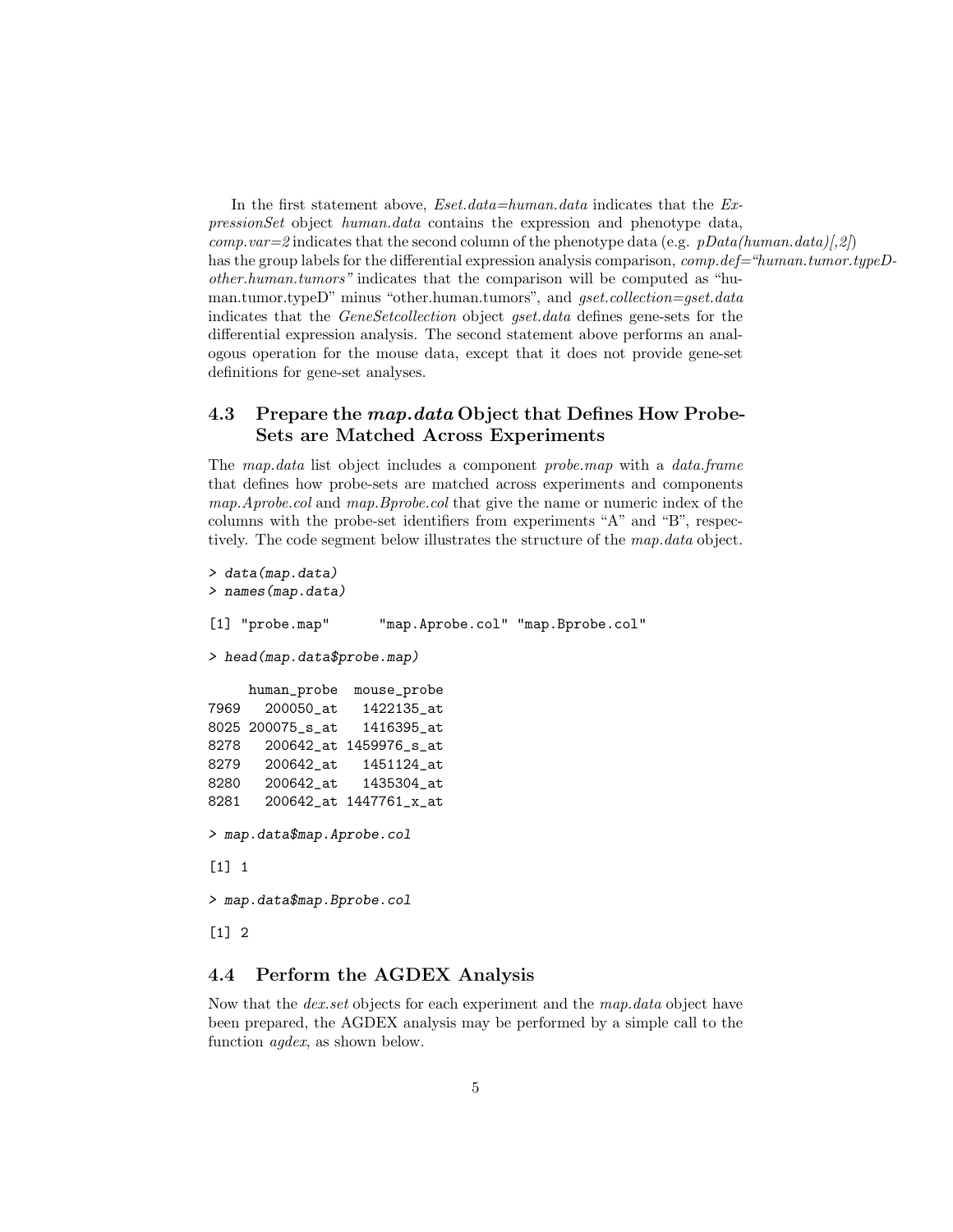In the first statement above, *Eset.data=human.data* indicates that the *ExpressionSet* object *human.data* contains the expression and phenotype data, *comp.var=2* indicates that the second column of the phenotype data (e.g. *pData(human.data)[,2]*) has the group labels for the differential expression analysis comparison, *comp.def="human.tumor.typeD-other.human.tumors"* indicates that the comparison will be computed as "human.tumor.typeD" minus "other.human.tumors", and *gset.collection=gset.data* indicates that the *GeneSetcollection* object *gset.data* defines gene-sets for the differential expression analysis. The second statement above performs an analogous operation for the mouse data, except that it does not provide gene-set definitions for gene-set analyses.

### 4.3 Prepare the *map.data* Object that Defines How Probe-Sets are Matched Across Experiments

The *map.data* list object includes a component *probe.map* with a *data.frame* that defines how probe-sets are matched across experiments and components *map.Aprobe.col* and *map.Bprobe.col* that give the name or numeric index of the columns with the probe-set identifiers from experiments "A" and "B", respectively. The code segment below illustrates the structure of the *map.data* object.

```
> data(map.data)
> names(map.data)

[1] "probe.map"      "map.Aprobe.col" "map.Bprobe.col"

> head(map.data$probe.map)

     human_probe  mouse_probe
7969   200050_at   1422135_at
8025 200075_s_at   1416395_at
8278   200642_at 1459976_s_at
8279   200642_at   1451124_at
8280   200642_at   1435304_at
8281   200642_at 1447761_x_at

> map.data$map.Aprobe.col

[1] 1

> map.data$map.Bprobe.col

[1] 2
```

### 4.4 Perform the AGDEX Analysis

Now that the *dex.set* objects for each experiment and the *map.data* object have been prepared, the AGDEX analysis may be performed by a simple call to the function *agdex*, as shown below.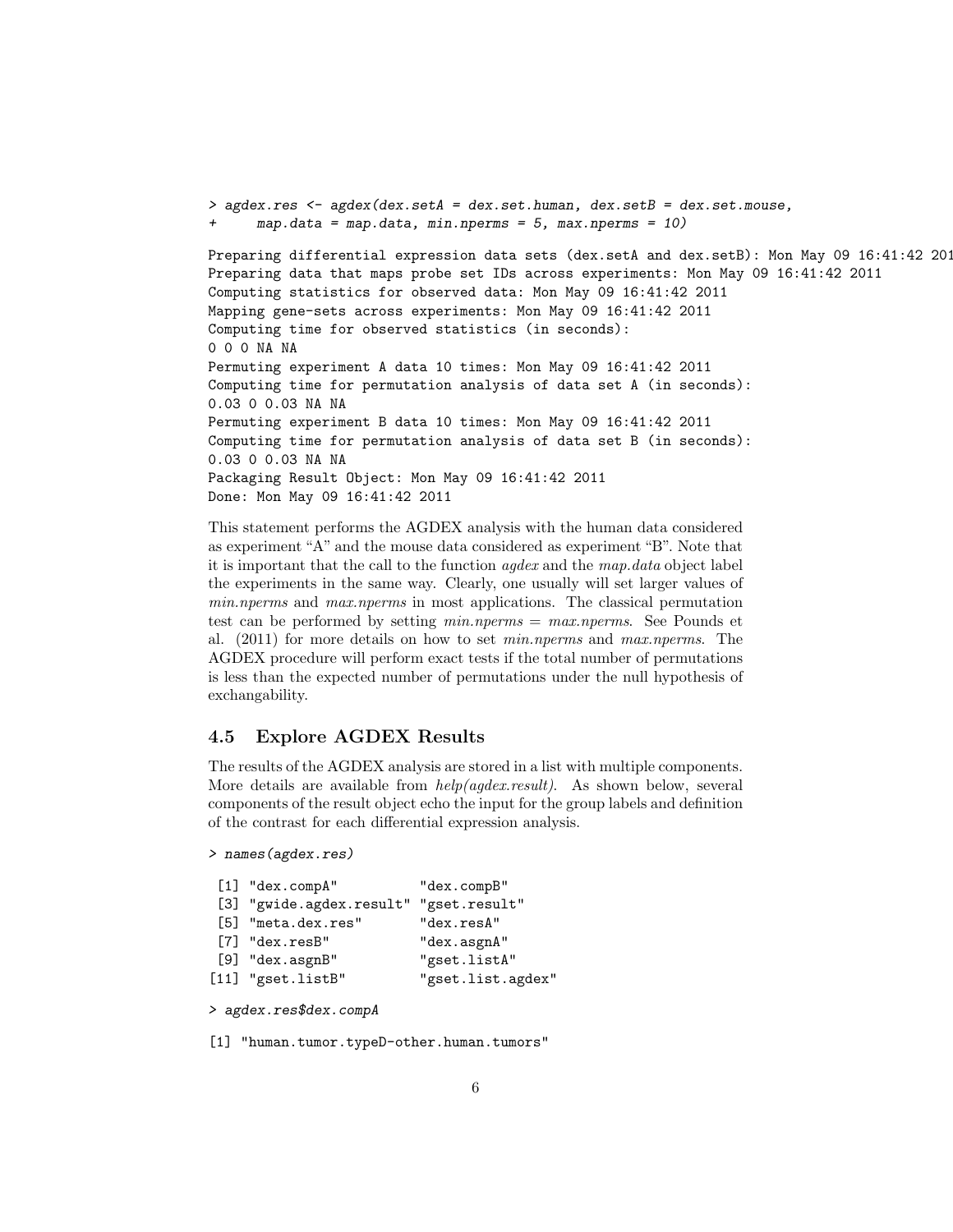```
> agdex.res <- agdex(dex.setA = dex.set.human, dex.setB = dex.set.mouse,
+     map.data = map.data, min.nperms = 5, max.nperms = 10)
```

```
Preparing differential expression data sets (dex.setA and dex.setB): Mon May 09 16:41:42 201
Preparing data that maps probe set IDs across experiments: Mon May 09 16:41:42 2011
Computing statistics for observed data: Mon May 09 16:41:42 2011
Mapping gene-sets across experiments: Mon May 09 16:41:42 2011
Computing time for observed statistics (in seconds):
0 0 0 NA NA
Permuting experiment A data 10 times: Mon May 09 16:41:42 2011
Computing time for permutation analysis of data set A (in seconds):
0.03 0 0.03 NA NA
Permuting experiment B data 10 times: Mon May 09 16:41:42 2011
Computing time for permutation analysis of data set B (in seconds):
0.03 0 0.03 NA NA
Packaging Result Object: Mon May 09 16:41:42 2011
Done: Mon May 09 16:41:42 2011
```

This statement performs the AGDEX analysis with the human data considered as experiment "A" and the mouse data considered as experiment "B". Note that it is important that the call to the function *agdex* and the *map.data* object label the experiments in the same way. Clearly, one usually will set larger values of *min.nperms* and *max.nperms* in most applications. The classical permutation test can be performed by setting *min.nperms* = *max.nperms*. See Pounds et al. (2011) for more details on how to set *min.nperms* and *max.nperms*. The AGDEX procedure will perform exact tests if the total number of permutations is less than the expected number of permutations under the null hypothesis of exchangability.

### 4.5 Explore AGDEX Results

The results of the AGDEX analysis are stored in a list with multiple components. More details are available from *help(agdex.result)*. As shown below, several components of the result object echo the input for the group labels and definition of the contrast for each differential expression analysis.

```
> names(agdex.res)
```

```
 [1] "dex.compA"          "dex.compB"
 [3] "gwide.agdex.result" "gset.result"
 [5] "meta.dex.res"       "dex.resA"
 [7] "dex.resB"           "dex.asgnA"
 [9] "dex.asgnB"          "gset.listA"
[11] "gset.listB"         "gset.list.agdex"
```

```
> agdex.res$dex.compA
```

```
[1] "human.tumor.typeD-other.human.tumors"
```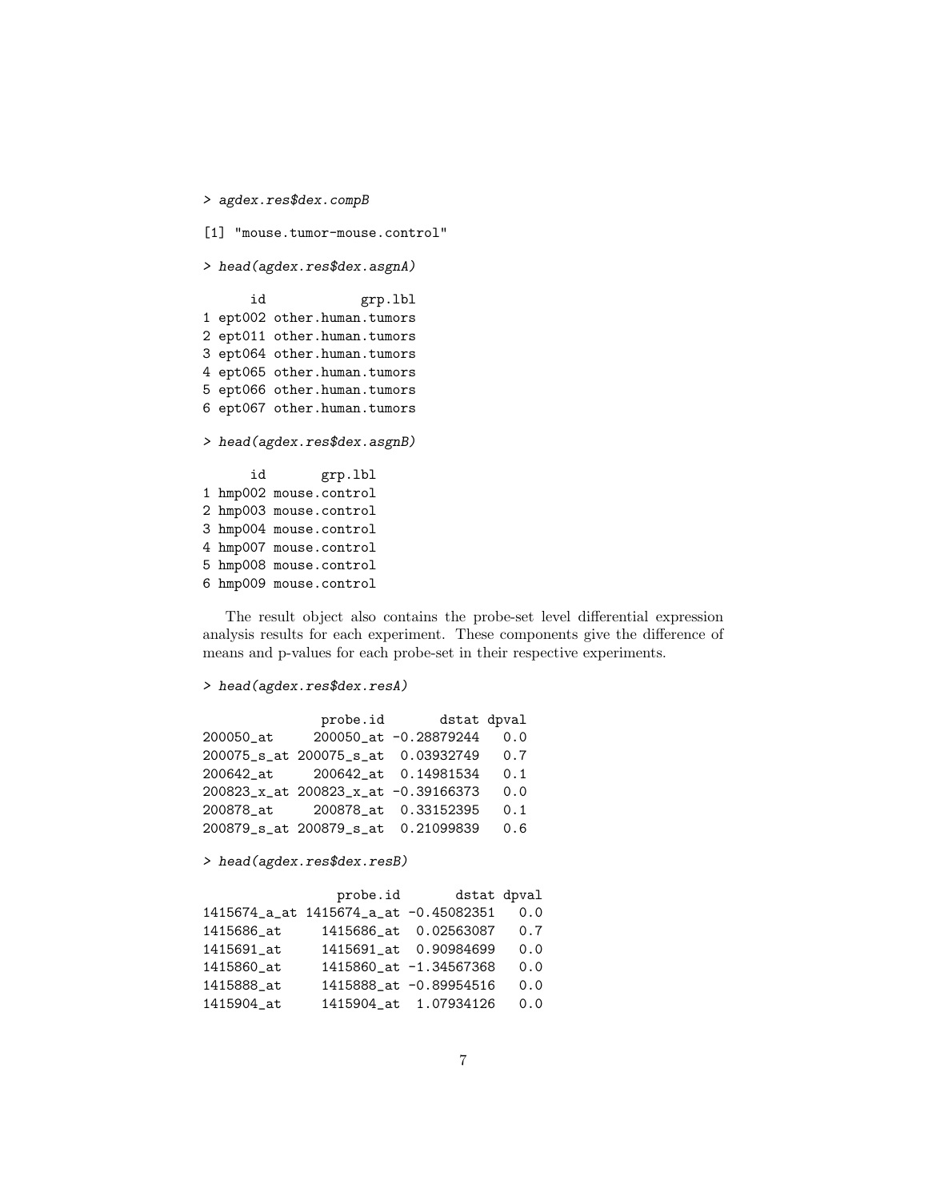```
> agdex.res$dex.compB

[1] "mouse.tumor-mouse.control"

> head(agdex.res$dex.asgnA)

      id            grp.lbl
1 ept002 other.human.tumors
2 ept011 other.human.tumors
3 ept064 other.human.tumors
4 ept065 other.human.tumors
5 ept066 other.human.tumors
6 ept067 other.human.tumors

> head(agdex.res$dex.asgnB)

      id       grp.lbl
1 hmp002 mouse.control
2 hmp003 mouse.control
3 hmp004 mouse.control
4 hmp007 mouse.control
5 hmp008 mouse.control
6 hmp009 mouse.control
```

The result object also contains the probe-set level differential expression analysis results for each experiment. These components give the difference of means and p-values for each probe-set in their respective experiments.

```
> head(agdex.res$dex.resA)

               probe.id       dstat dpval
200050_at     200050_at -0.28879244   0.0
200075_s_at 200075_s_at  0.03932749   0.7
200642_at     200642_at  0.14981534   0.1
200823_x_at 200823_x_at -0.39166373   0.0
200878_at     200878_at  0.33152395   0.1
200879_s_at 200879_s_at  0.21099839   0.6

> head(agdex.res$dex.resB)

                 probe.id       dstat dpval
1415674_a_at 1415674_a_at -0.45082351   0.0
1415686_at     1415686_at  0.02563087   0.7
1415691_at     1415691_at  0.90984699   0.0
1415860_at     1415860_at -1.34567368   0.0
1415888_at     1415888_at -0.89954516   0.0
1415904_at     1415904_at  1.07934126   0.0
```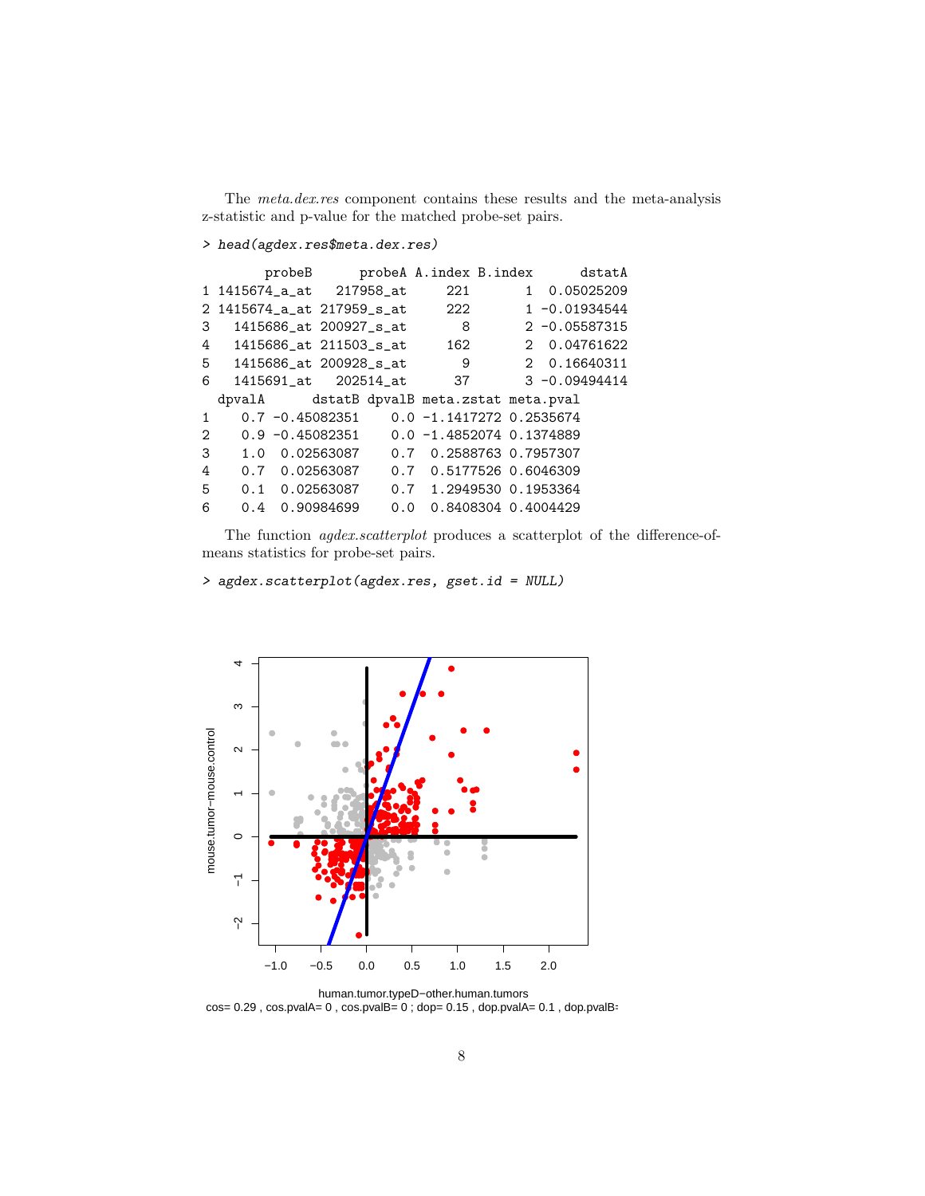The *meta.dex.res* component contains these results and the meta-analysis z-statistic and p-value for the matched probe-set pairs.

```
> head(agdex.res$meta.dex.res)
```

```
        probeB      probeA A.index B.index      dstatA
1 1415674_a_at   217958_at     221       1  0.05025209
2 1415674_a_at 217959_s_at     222       1 -0.01934544
3   1415686_at 200927_s_at       8       2 -0.05587315
4   1415686_at 211503_s_at     162       2  0.04761622
5   1415686_at 200928_s_at       9       2  0.16640311
6   1415691_at   202514_at      37       3 -0.09494414
  dpvalA      dstatB dpvalB meta.zstat meta.pval
1    0.7 -0.45082351    0.0 -1.1417272 0.2535674
2    0.9 -0.45082351    0.0 -1.4852074 0.1374889
3    1.0  0.02563087    0.7  0.2588763 0.7957307
4    0.7  0.02563087    0.7  0.5177526 0.6046309
5    0.1  0.02563087    0.7  1.2949530 0.1953364
6    0.4  0.90984699    0.0  0.8408304 0.4004429
```

The function *agdex.scatterplot* produces a scatterplot of the difference-of-means statistics for probe-set pairs.

```
> agdex.scatterplot(agdex.res, gset.id = NULL)
```

human.tumor.typeD−other.human.tumors
cos= 0.29 , cos.pvalA= 0 , cos.pvalB= 0 ; dop= 0.15 , dop.pvalA= 0.1 , dop.pvalB=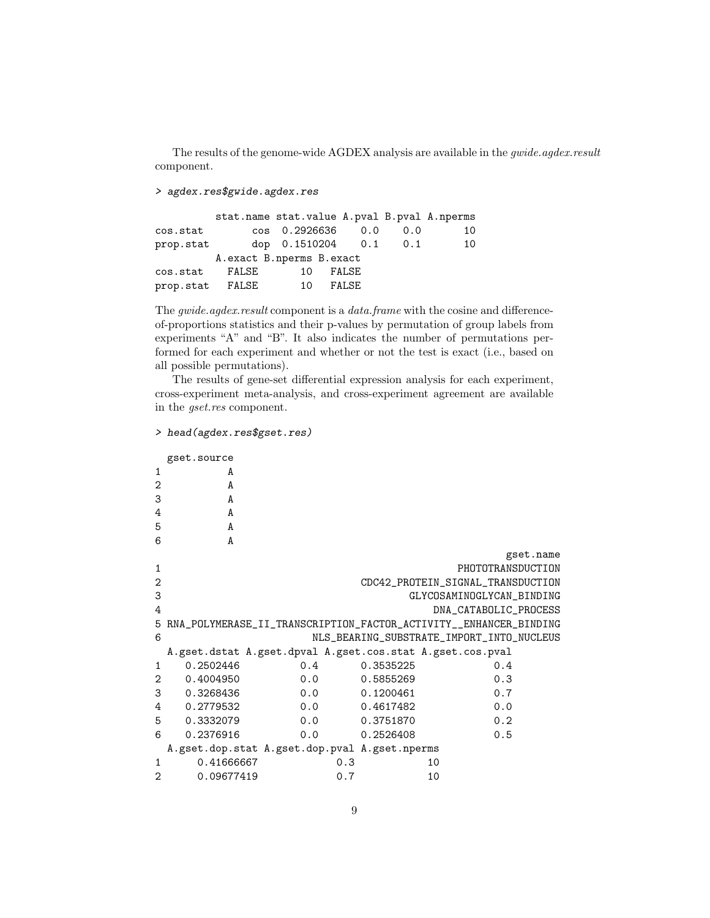The results of the genome-wide AGDEX analysis are available in the *gwide.agdex.result* component.

```
> agdex.res$gwide.agdex.res

          stat.name stat.value A.pval B.pval A.nperms
cos.stat        cos  0.2926636    0.0    0.0       10
prop.stat       dop  0.1510204    0.1    0.1       10
          A.exact B.nperms B.exact
cos.stat    FALSE       10   FALSE
prop.stat   FALSE       10   FALSE
```

The *gwide.agdex.result* component is a *data.frame* with the cosine and difference-of-proportions statistics and their p-values by permutation of group labels from experiments "A" and "B". It also indicates the number of permutations performed for each experiment and whether or not the test is exact (i.e., based on all possible permutations).

The results of gene-set differential expression analysis for each experiment, cross-experiment meta-analysis, and cross-experiment agreement are available in the *gset.res* component.

```
> head(agdex.res$gset.res)

  gset.source
1           A
2           A
3           A
4           A
5           A
6           A
                                                          gset.name
1                                                   PHOTOTRANSDUCTION
2                                   CDC42_PROTEIN_SIGNAL_TRANSDUCTION
3                                          GLYCOSAMINOGLYCAN_BINDING
4                                              DNA_CATABOLIC_PROCESS
5 RNA_POLYMERASE_II_TRANSCRIPTION_FACTOR_ACTIVITY__ENHANCER_BINDING
6                            NLS_BEARING_SUBSTRATE_IMPORT_INTO_NUCLEUS
  A.gset.dstat A.gset.dpval A.gset.cos.stat A.gset.cos.pval
1    0.2502446          0.4       0.3535225             0.4
2    0.4004950          0.0       0.5855269             0.3
3    0.3268436          0.0       0.1200461             0.7
4    0.2779532          0.0       0.4617482             0.0
5    0.3332079          0.0       0.3751870             0.2
6    0.2376916          0.0       0.2526408             0.5
  A.gset.dop.stat A.gset.dop.pval A.gset.nperms
1      0.41666667             0.3            10
2      0.09677419             0.7            10
```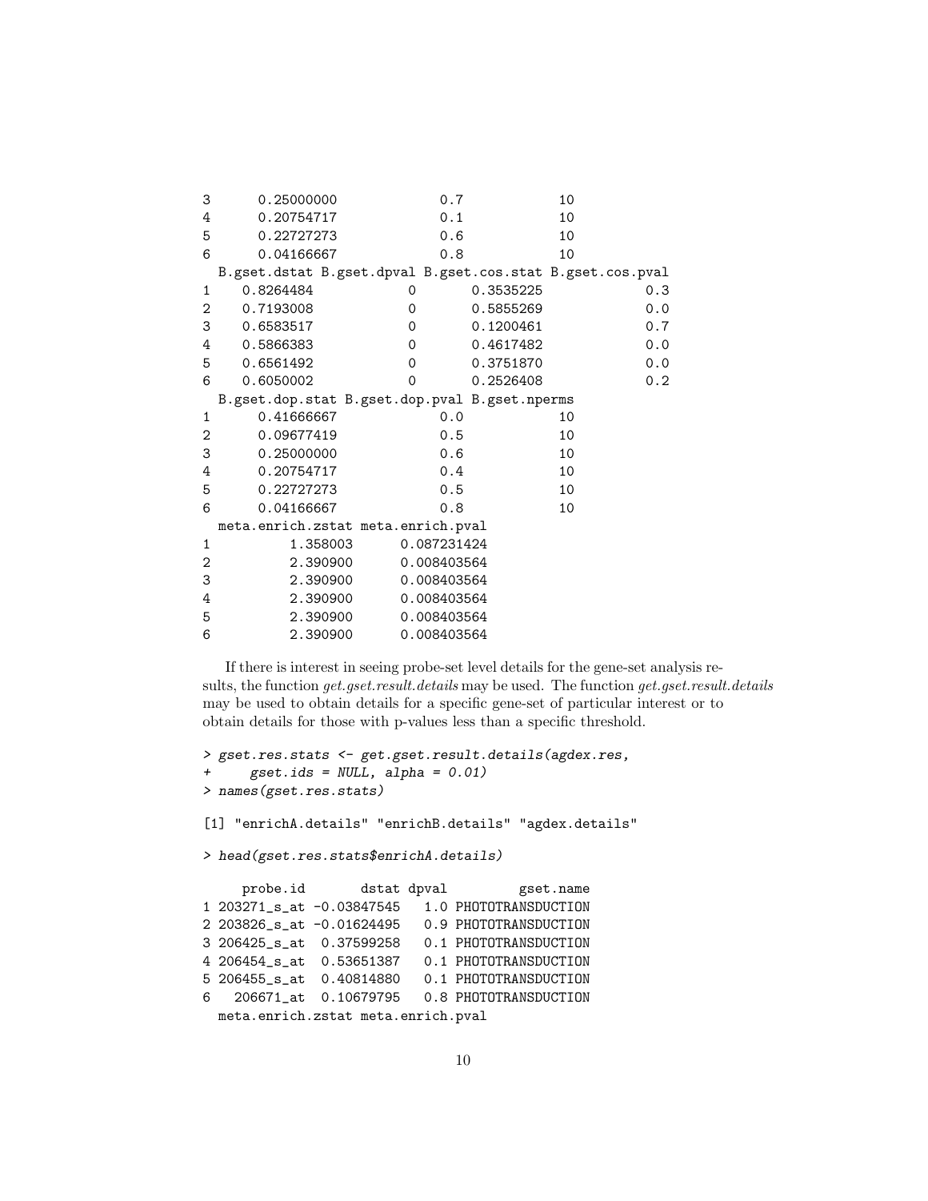```
3      0.25000000            0.7            10
4      0.20754717            0.1            10
5      0.22727273            0.6            10
6      0.04166667            0.8            10
  B.gset.dstat B.gset.dpval B.gset.cos.stat B.gset.cos.pval
1    0.8264484            0       0.3535225             0.3
2    0.7193008            0       0.5855269             0.0
3    0.6583517            0       0.1200461             0.7
4    0.5866383            0       0.4617482             0.0
5    0.6561492            0       0.3751870             0.0
6    0.6050002            0       0.2526408             0.2
  B.gset.dop.stat B.gset.dop.pval B.gset.nperms
1      0.41666667            0.0            10
2      0.09677419            0.5            10
3      0.25000000            0.6            10
4      0.20754717            0.4            10
5      0.22727273            0.5            10
6      0.04166667            0.8            10
  meta.enrich.zstat meta.enrich.pval
1          1.358003      0.087231424
2          2.390900      0.008403564
3          2.390900      0.008403564
4          2.390900      0.008403564
5          2.390900      0.008403564
6          2.390900      0.008403564
```

If there is interest in seeing probe-set level details for the gene-set analysis results, the function *get.gset.result.details* may be used. The function *get.gset.result.details* may be used to obtain details for a specific gene-set of particular interest or to obtain details for those with p-values less than a specific threshold.

```
> gset.res.stats <- get.gset.result.details(agdex.res,
+     gset.ids = NULL, alpha = 0.01)
> names(gset.res.stats)

[1] "enrichA.details" "enrichB.details" "agdex.details"

> head(gset.res.stats$enrichA.details)

    probe.id       dstat dpval         gset.name
1 203271_s_at -0.03847545   1.0 PHOTOTRANSDUCTION
2 203826_s_at -0.01624495   0.9 PHOTOTRANSDUCTION
3 206425_s_at  0.37599258   0.1 PHOTOTRANSDUCTION
4 206454_s_at  0.53651387   0.1 PHOTOTRANSDUCTION
5 206455_s_at  0.40814880   0.1 PHOTOTRANSDUCTION
6   206671_at  0.10679795   0.8 PHOTOTRANSDUCTION
  meta.enrich.zstat meta.enrich.pval
```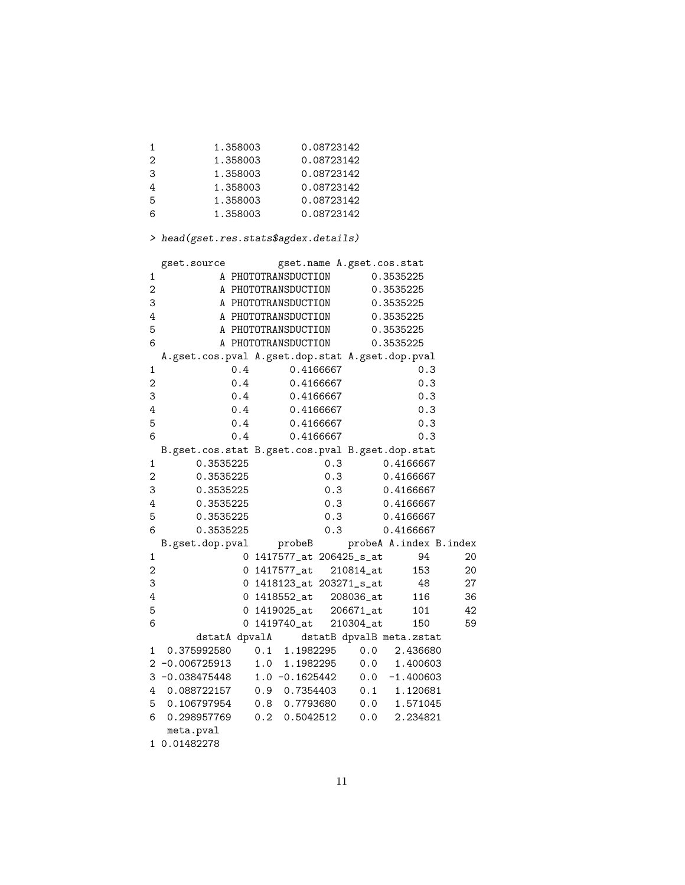```
1         1.358003       0.08723142
2         1.358003       0.08723142
3         1.358003       0.08723142
4         1.358003       0.08723142
5         1.358003       0.08723142
6         1.358003       0.08723142
```

```
> head(gset.res.stats$agdex.details)
```

```
  gset.source         gset.name A.gset.cos.stat
1           A PHOTOTRANSDUCTION       0.3535225
2           A PHOTOTRANSDUCTION       0.3535225
3           A PHOTOTRANSDUCTION       0.3535225
4           A PHOTOTRANSDUCTION       0.3535225
5           A PHOTOTRANSDUCTION       0.3535225
6           A PHOTOTRANSDUCTION       0.3535225
  A.gset.cos.pval A.gset.dop.stat A.gset.dop.pval
1             0.4       0.4166667             0.3
2             0.4       0.4166667             0.3
3             0.4       0.4166667             0.3
4             0.4       0.4166667             0.3
5             0.4       0.4166667             0.3
6             0.4       0.4166667             0.3
  B.gset.cos.stat B.gset.cos.pval B.gset.dop.stat
1       0.3535225             0.3       0.4166667
2       0.3535225             0.3       0.4166667
3       0.3535225             0.3       0.4166667
4       0.3535225             0.3       0.4166667
5       0.3535225             0.3       0.4166667
6       0.3535225             0.3       0.4166667
  B.gset.dop.pval      probeB      probeA A.index B.index
1               0 1417577_at 206425_s_at      94      20
2               0 1417577_at   210814_at     153      20
3               0 1418123_at 203271_s_at      48      27
4               0 1418552_at   208036_at     116      36
5               0 1419025_at   206671_at     101      42
6               0 1419740_at   210304_at     150      59
       dstatA dpvalA     dstatB dpvalB meta.zstat
1  0.375992580    0.1  1.1982295    0.0   2.436680
2 -0.006725913    1.0  1.1982295    0.0   1.400603
3 -0.038475448    1.0 -0.1625442    0.0  -1.400603
4  0.088722157    0.9  0.7354403    0.1   1.120681
5  0.106797954    0.8  0.7793680    0.0   1.571045
6  0.298957769    0.2  0.5042512    0.0   2.234821
   meta.pval
1 0.01482278
```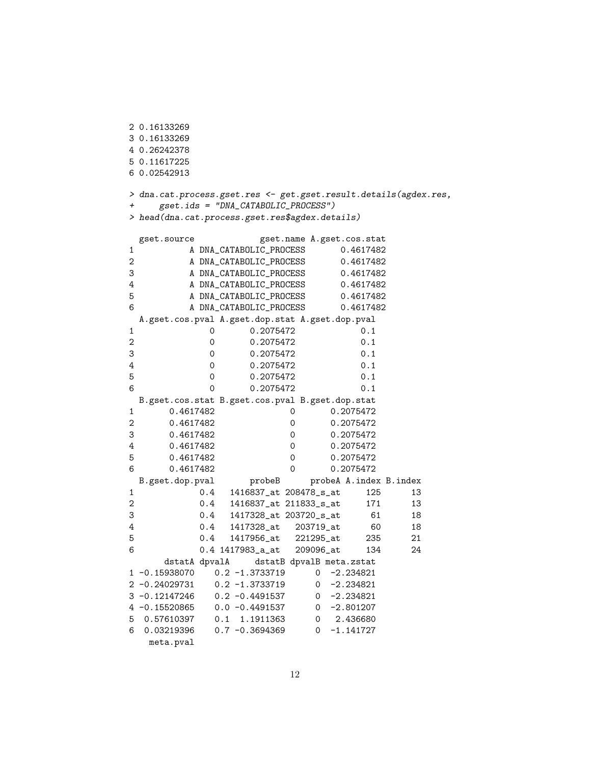```
2 0.16133269
3 0.16133269
4 0.26242378
5 0.11617225
6 0.02542913

> dna.cat.process.gset.res <- get.gset.result.details(agdex.res,
+     gset.ids = "DNA_CATABOLIC_PROCESS")
> head(dna.cat.process.gset.res$agdex.details)

  gset.source             gset.name A.gset.cos.stat
1           A DNA_CATABOLIC_PROCESS       0.4617482
2           A DNA_CATABOLIC_PROCESS       0.4617482
3           A DNA_CATABOLIC_PROCESS       0.4617482
4           A DNA_CATABOLIC_PROCESS       0.4617482
5           A DNA_CATABOLIC_PROCESS       0.4617482
6           A DNA_CATABOLIC_PROCESS       0.4617482
  A.gset.cos.pval A.gset.dop.stat A.gset.dop.pval
1               0       0.2075472             0.1
2               0       0.2075472             0.1
3               0       0.2075472             0.1
4               0       0.2075472             0.1
5               0       0.2075472             0.1
6               0       0.2075472             0.1
  B.gset.cos.stat B.gset.cos.pval B.gset.dop.stat
1       0.4617482               0       0.2075472
2       0.4617482               0       0.2075472
3       0.4617482               0       0.2075472
4       0.4617482               0       0.2075472
5       0.4617482               0       0.2075472
6       0.4617482               0       0.2075472
  B.gset.dop.pval       probeB      probeA A.index B.index
1             0.4   1416837_at 208478_s_at     125      13
2             0.4   1416837_at 211833_s_at     171      13
3             0.4   1417328_at 203720_s_at      61      18
4             0.4   1417328_at   203719_at      60      18
5             0.4   1417956_at   221295_at     235      21
6             0.4 1417983_a_at   209096_at     134      24
       dstatA dpvalA     dstatB dpvalB meta.zstat
1 -0.15938070    0.2 -1.3733719      0  -2.234821
2 -0.24029731    0.2 -1.3733719      0  -2.234821
3 -0.12147246    0.2 -0.4491537      0  -2.234821
4 -0.15520865    0.0 -0.4491537      0  -2.801207
5  0.57610397    0.1  1.1911363      0   2.436680
6  0.03219396    0.7 -0.3694369      0  -1.141727
    meta.pval
```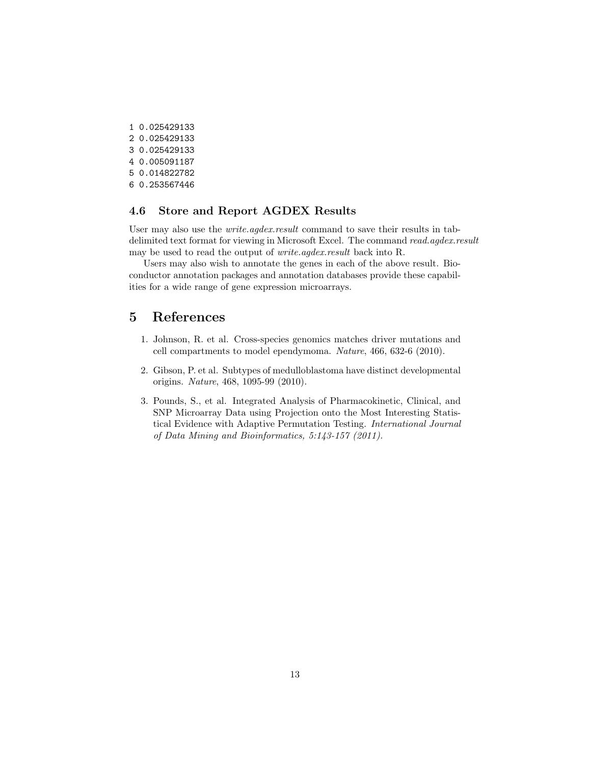```
1 0.025429133
2 0.025429133
3 0.025429133
4 0.005091187
5 0.014822782
6 0.253567446
```

### 4.6 Store and Report AGDEX Results

User may also use the *write.agdex.result* command to save their results in tab-delimited text format for viewing in Microsoft Excel. The command *read.agdex.result* may be used to read the output of *write.agdex.result* back into R.

Users may also wish to annotate the genes in each of the above result. Bioconductor annotation packages and annotation databases provide these capabilities for a wide range of gene expression microarrays.

## 5 References

1. Johnson, R. et al. Cross-species genomics matches driver mutations and cell compartments to model ependymoma. *Nature*, 466, 632-6 (2010).

2. Gibson, P. et al. Subtypes of medulloblastoma have distinct developmental origins. *Nature*, 468, 1095-99 (2010).

3. Pounds, S., et al. Integrated Analysis of Pharmacokinetic, Clinical, and SNP Microarray Data using Projection onto the Most Interesting Statistical Evidence with Adaptive Permutation Testing. *International Journal of Data Mining and Bioinformatics, 5:143-157 (2011).*